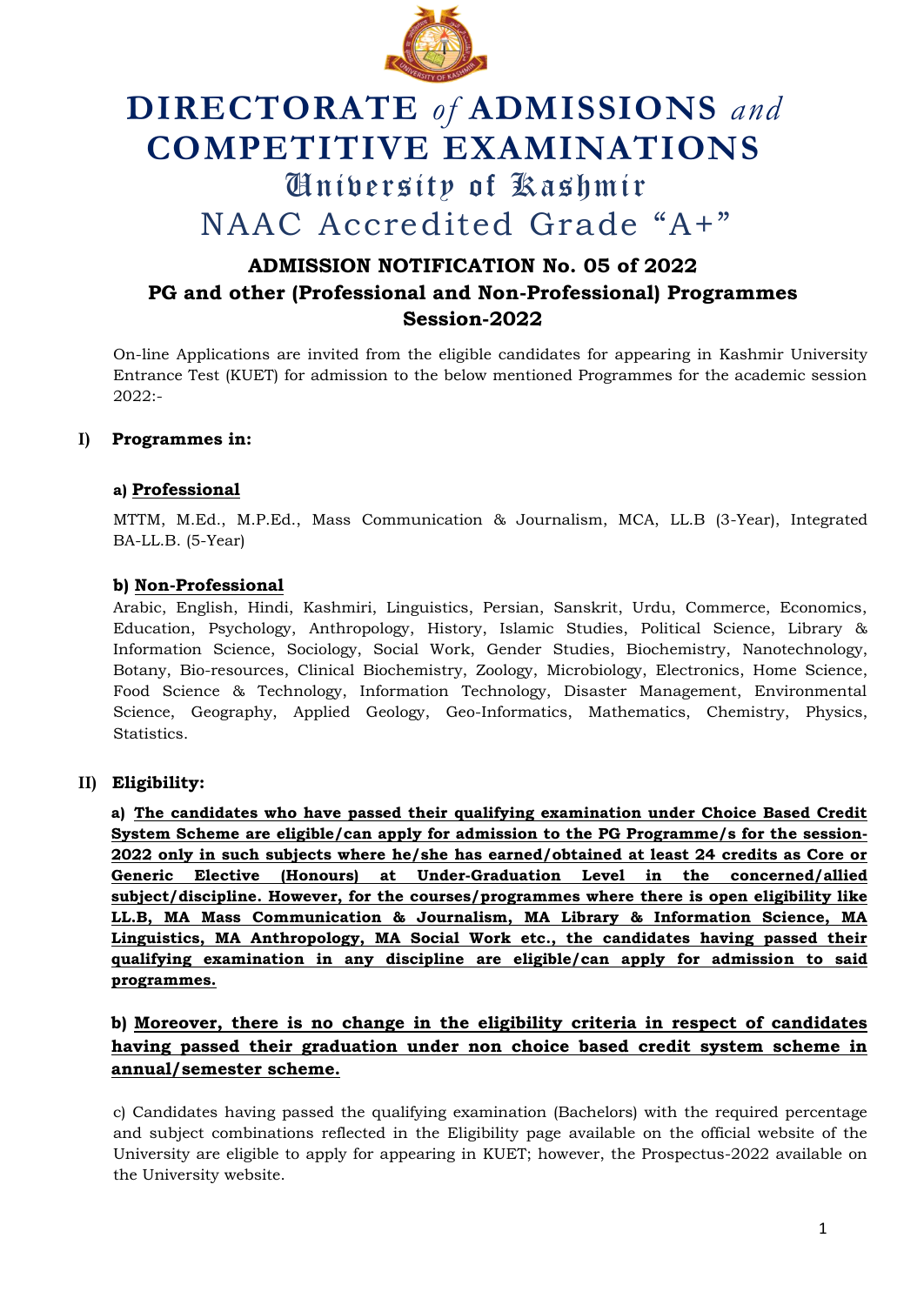# DIRECTORATE *of* ADMISSIONS *and* COMPETITIVE EXAMINATIONS

## University of Kashmir

## NAAC Accredited Grade "A+"

## ADMISSION NOTIFICATION No. 05 of 2022
## PG and other (Professional and Non-Professional) Programmes
## Session-2022

On-line Applications are invited from the eligible candidates for appearing in Kashmir University Entrance Test (KUET) for admission to the below mentioned Programmes for the academic session 2022:-

### I) Programmes in:

**a) Professional**

MTTM, M.Ed., M.P.Ed., Mass Communication & Journalism, MCA, LL.B (3-Year), Integrated BA-LL.B. (5-Year)

**b) Non-Professional**

Arabic, English, Hindi, Kashmiri, Linguistics, Persian, Sanskrit, Urdu, Commerce, Economics, Education, Psychology, Anthropology, History, Islamic Studies, Political Science, Library & Information Science, Sociology, Social Work, Gender Studies, Biochemistry, Nanotechnology, Botany, Bio-resources, Clinical Biochemistry, Zoology, Microbiology, Electronics, Home Science, Food Science & Technology, Information Technology, Disaster Management, Environmental Science, Geography, Applied Geology, Geo-Informatics, Mathematics, Chemistry, Physics, Statistics.

### II) Eligibility:

**a) The candidates who have passed their qualifying examination under Choice Based Credit System Scheme are eligible/can apply for admission to the PG Programme/s for the session-2022 only in such subjects where he/she has earned/obtained at least 24 credits as Core or Generic Elective (Honours) at Under-Graduation Level in the concerned/allied subject/discipline. However, for the courses/programmes where there is open eligibility like LL.B, MA Mass Communication & Journalism, MA Library & Information Science, MA Linguistics, MA Anthropology, MA Social Work etc., the candidates having passed their qualifying examination in any discipline are eligible/can apply for admission to said programmes.**

**b) Moreover, there is no change in the eligibility criteria in respect of candidates having passed their graduation under non choice based credit system scheme in annual/semester scheme.**

c) Candidates having passed the qualifying examination (Bachelors) with the required percentage and subject combinations reflected in the Eligibility page available on the official website of the University are eligible to apply for appearing in KUET; however, the Prospectus-2022 available on the University website.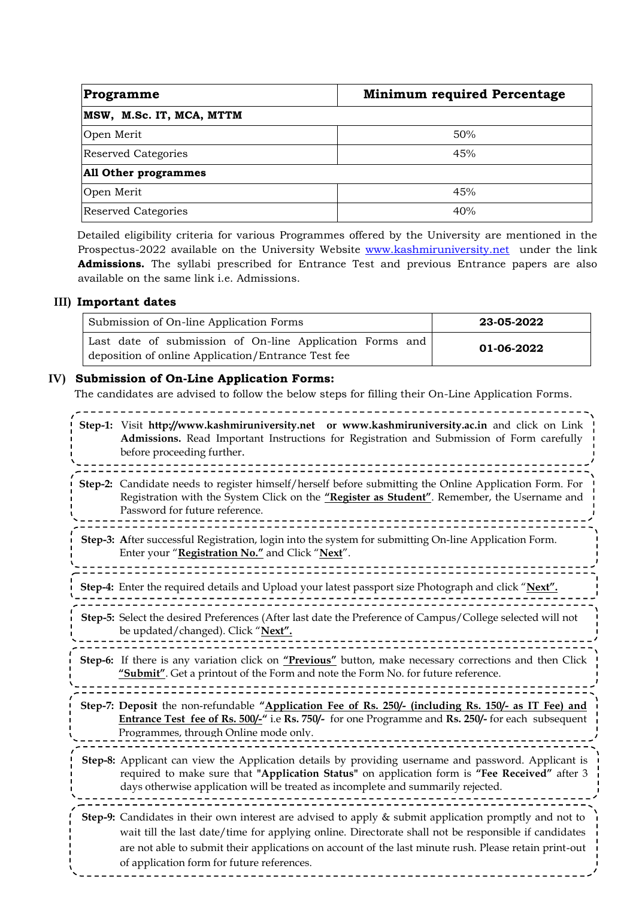| Programme | Minimum required Percentage |
|---|---|
| **MSW, M.Sc. IT, MCA, MTTM** | |
| Open Merit | 50% |
| Reserved Categories | 45% |
| **All Other programmes** | |
| Open Merit | 45% |
| Reserved Categories | 40% |

Detailed eligibility criteria for various Programmes offered by the University are mentioned in the Prospectus-2022 available on the University Website www.kashmiruniversity.net under the link **Admissions.** The syllabi prescribed for Entrance Test and previous Entrance papers are also available on the same link i.e. Admissions.

## III) Important dates

| Submission of On-line Application Forms | **23-05-2022** |
|---|---|
| Last date of submission of On-line Application Forms and deposition of online Application/Entrance Test fee | **01-06-2022** |

## IV) Submission of On-Line Application Forms:

The candidates are advised to follow the below steps for filling their On-Line Application Forms.

**Step-1:** Visit **http://www.kashmiruniversity.net or www.kashmiruniversity.ac.in** and click on Link **Admissions.** Read Important Instructions for Registration and Submission of Form carefully before proceeding further.

**Step-2:** Candidate needs to register himself/herself before submitting the Online Application Form. For Registration with the System Click on the **"Register as Student"**. Remember, the Username and Password for future reference.

**Step-3:** **A**fter successful Registration, login into the system for submitting On-line Application Form. Enter your "**Registration No."** and Click "**Next**".

**Step-4:** Enter the required details and Upload your latest passport size Photograph and click "**Next".**

**Step-5:** Select the desired Preferences (After last date the Preference of Campus/College selected will not be updated/changed). Click "**Next".**

**Step-6:** If there is any variation click on **"Previous"** button, make necessary corrections and then Click **"Submit"**. Get a printout of the Form and note the Form No. for future reference.

**Step-7:** **Deposit** the non-refundable **"Application Fee of Rs. 250/- (including Rs. 150/- as IT Fee) and Entrance Test fee of Rs. 500/-"** i.e **Rs. 750/-** for one Programme and **Rs. 250/-** for each subsequent Programmes, through Online mode only.

**Step-8:** Applicant can view the Application details by providing username and password. Applicant is required to make sure that **"Application Status"** on application form is **"Fee Received"** after 3 days otherwise application will be treated as incomplete and summarily rejected.

**Step-9:** Candidates in their own interest are advised to apply & submit application promptly and not to wait till the last date/time for applying online. Directorate shall not be responsible if candidates are not able to submit their applications on account of the last minute rush. Please retain print-out of application form for future references.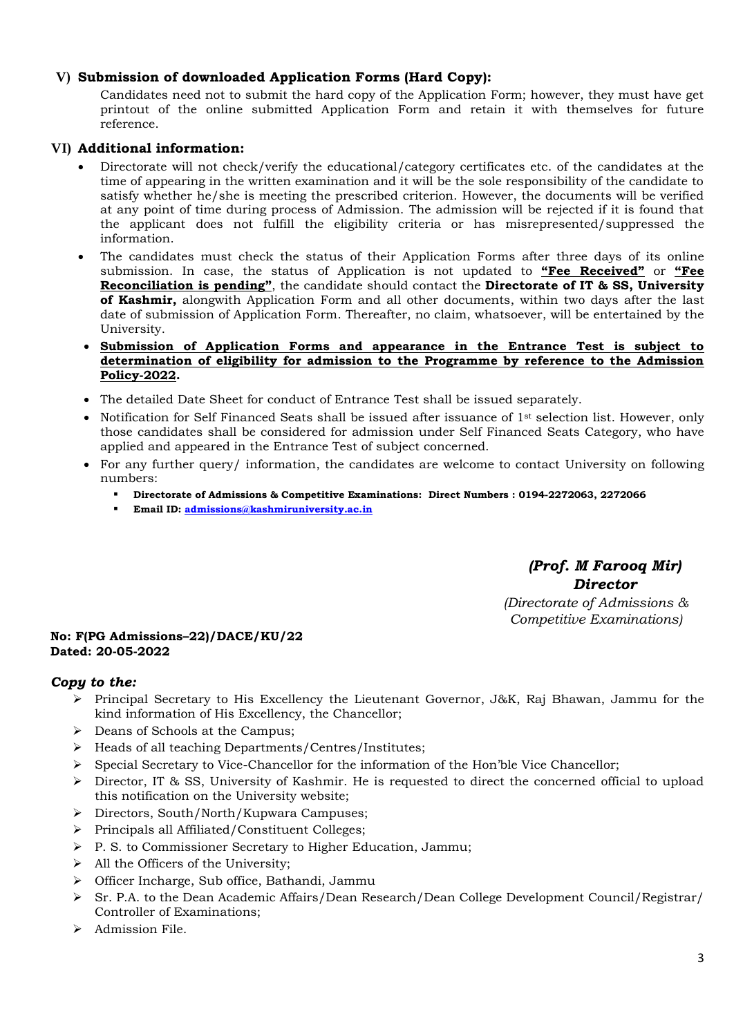## V) Submission of downloaded Application Forms (Hard Copy):

Candidates need not to submit the hard copy of the Application Form; however, they must have get printout of the online submitted Application Form and retain it with themselves for future reference.

## VI) Additional information:

- Directorate will not check/verify the educational/category certificates etc. of the candidates at the time of appearing in the written examination and it will be the sole responsibility of the candidate to satisfy whether he/she is meeting the prescribed criterion. However, the documents will be verified at any point of time during process of Admission. The admission will be rejected if it is found that the applicant does not fulfill the eligibility criteria or has misrepresented/suppressed the information.
- The candidates must check the status of their Application Forms after three days of its online submission. In case, the status of Application is not updated to **"Fee Received"** or **"Fee Reconciliation is pending"**, the candidate should contact the **Directorate of IT & SS, University of Kashmir,** alongwith Application Form and all other documents, within two days after the last date of submission of Application Form. Thereafter, no claim, whatsoever, will be entertained by the University.
- **Submission of Application Forms and appearance in the Entrance Test is subject to determination of eligibility for admission to the Programme by reference to the Admission Policy-2022.**
- The detailed Date Sheet for conduct of Entrance Test shall be issued separately.
- Notification for Self Financed Seats shall be issued after issuance of 1st selection list. However, only those candidates shall be considered for admission under Self Financed Seats Category, who have applied and appeared in the Entrance Test of subject concerned.
- For any further query/ information, the candidates are welcome to contact University on following numbers:
  - **Directorate of Admissions & Competitive Examinations: Direct Numbers : 0194-2272063, 2272066**
  - **Email ID: admissions@kashmiruniversity.ac.in**

***(Prof. M Farooq Mir)***
***Director***
*(Directorate of Admissions & Competitive Examinations)*

**No: F(PG Admissions–22)/DACE/KU/22**
**Dated: 20-05-2022**

***Copy to the:***

- Principal Secretary to His Excellency the Lieutenant Governor, J&K, Raj Bhawan, Jammu for the kind information of His Excellency, the Chancellor;
- Deans of Schools at the Campus;
- Heads of all teaching Departments/Centres/Institutes;
- Special Secretary to Vice-Chancellor for the information of the Hon'ble Vice Chancellor;
- Director, IT & SS, University of Kashmir. He is requested to direct the concerned official to upload this notification on the University website;
- Directors, South/North/Kupwara Campuses;
- Principals all Affiliated/Constituent Colleges;
- P. S. to Commissioner Secretary to Higher Education, Jammu;
- All the Officers of the University;
- Officer Incharge, Sub office, Bathandi, Jammu
- Sr. P.A. to the Dean Academic Affairs/Dean Research/Dean College Development Council/Registrar/ Controller of Examinations;
- Admission File.